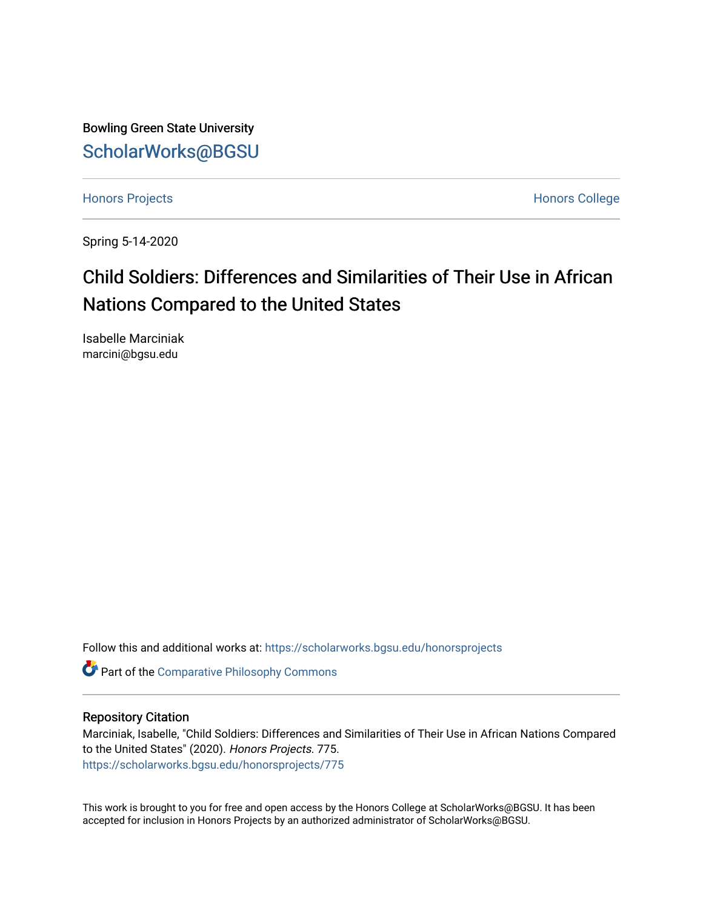Bowling Green State University

ScholarWorks@BGSU

Honors Projects

Honors College

Spring 5-14-2020

# Child Soldiers: Differences and Similarities of Their Use in African Nations Compared to the United States

Isabelle Marciniak
marcini@bgsu.edu

Follow this and additional works at: https://scholarworks.bgsu.edu/honorsprojects

Part of the Comparative Philosophy Commons

## Repository Citation

Marciniak, Isabelle, "Child Soldiers: Differences and Similarities of Their Use in African Nations Compared to the United States" (2020). *Honors Projects*. 775.
https://scholarworks.bgsu.edu/honorsprojects/775

This work is brought to you for free and open access by the Honors College at ScholarWorks@BGSU. It has been accepted for inclusion in Honors Projects by an authorized administrator of ScholarWorks@BGSU.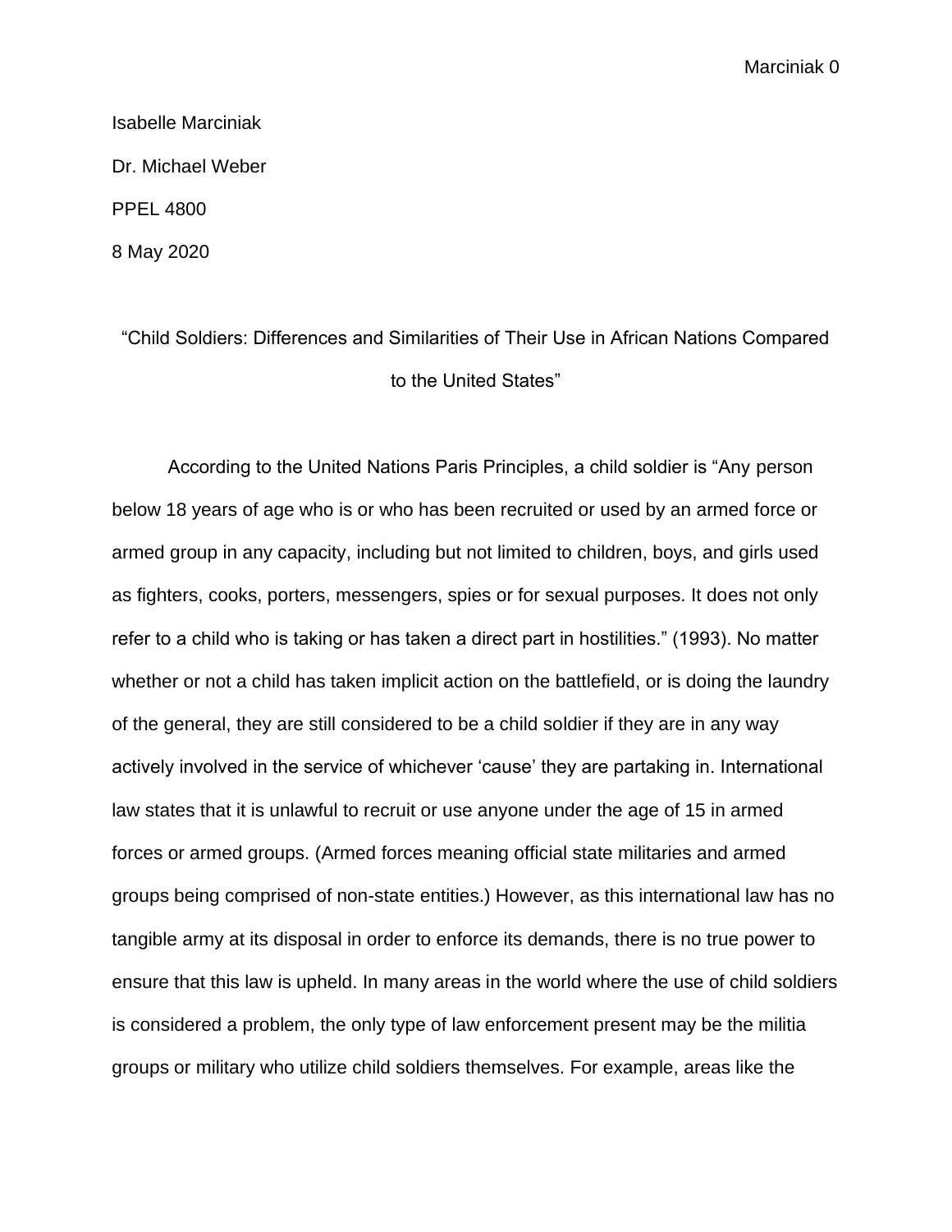Isabelle Marciniak

Dr. Michael Weber

PPEL 4800

8 May 2020

“Child Soldiers: Differences and Similarities of Their Use in African Nations Compared to the United States”

According to the United Nations Paris Principles, a child soldier is “Any person below 18 years of age who is or who has been recruited or used by an armed force or armed group in any capacity, including but not limited to children, boys, and girls used as fighters, cooks, porters, messengers, spies or for sexual purposes. It does not only refer to a child who is taking or has taken a direct part in hostilities.” (1993). No matter whether or not a child has taken implicit action on the battlefield, or is doing the laundry of the general, they are still considered to be a child soldier if they are in any way actively involved in the service of whichever ‘cause’ they are partaking in. International law states that it is unlawful to recruit or use anyone under the age of 15 in armed forces or armed groups. (Armed forces meaning official state militaries and armed groups being comprised of non-state entities.) However, as this international law has no tangible army at its disposal in order to enforce its demands, there is no true power to ensure that this law is upheld. In many areas in the world where the use of child soldiers is considered a problem, the only type of law enforcement present may be the militia groups or military who utilize child soldiers themselves. For example, areas like the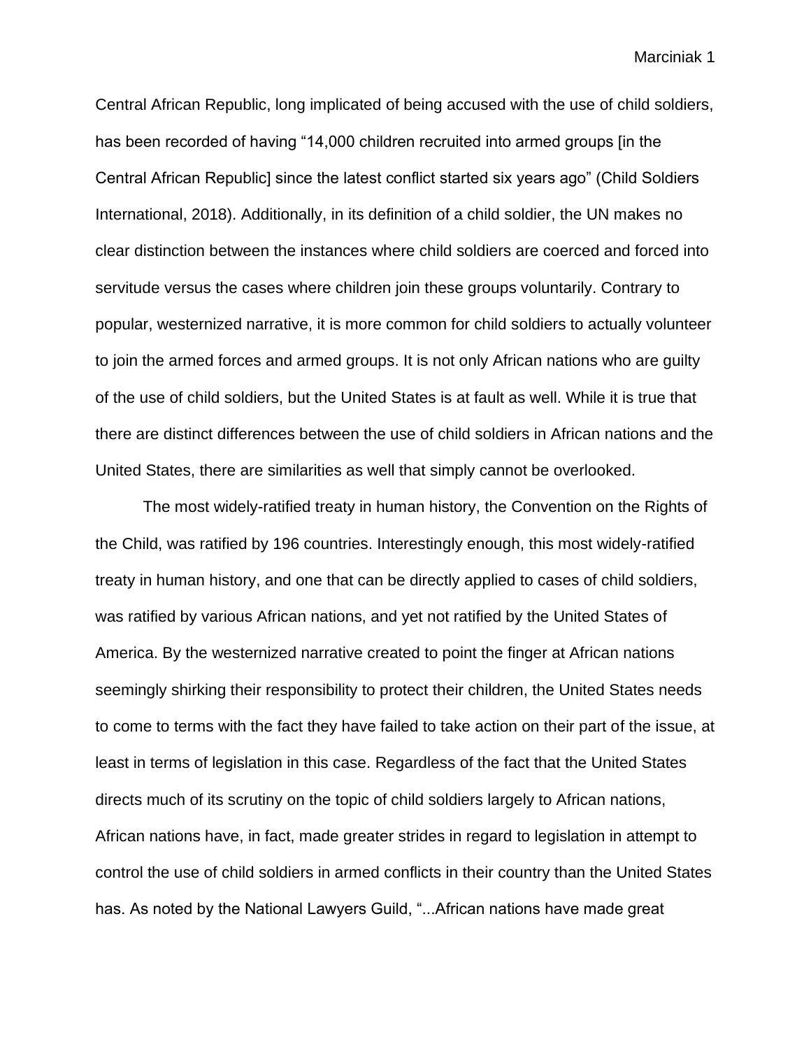Central African Republic, long implicated of being accused with the use of child soldiers, has been recorded of having "14,000 children recruited into armed groups [in the Central African Republic] since the latest conflict started six years ago" (Child Soldiers International, 2018). Additionally, in its definition of a child soldier, the UN makes no clear distinction between the instances where child soldiers are coerced and forced into servitude versus the cases where children join these groups voluntarily. Contrary to popular, westernized narrative, it is more common for child soldiers to actually volunteer to join the armed forces and armed groups. It is not only African nations who are guilty of the use of child soldiers, but the United States is at fault as well. While it is true that there are distinct differences between the use of child soldiers in African nations and the United States, there are similarities as well that simply cannot be overlooked.

The most widely-ratified treaty in human history, the Convention on the Rights of the Child, was ratified by 196 countries. Interestingly enough, this most widely-ratified treaty in human history, and one that can be directly applied to cases of child soldiers, was ratified by various African nations, and yet not ratified by the United States of America. By the westernized narrative created to point the finger at African nations seemingly shirking their responsibility to protect their children, the United States needs to come to terms with the fact they have failed to take action on their part of the issue, at least in terms of legislation in this case. Regardless of the fact that the United States directs much of its scrutiny on the topic of child soldiers largely to African nations, African nations have, in fact, made greater strides in regard to legislation in attempt to control the use of child soldiers in armed conflicts in their country than the United States has. As noted by the National Lawyers Guild, "...African nations have made great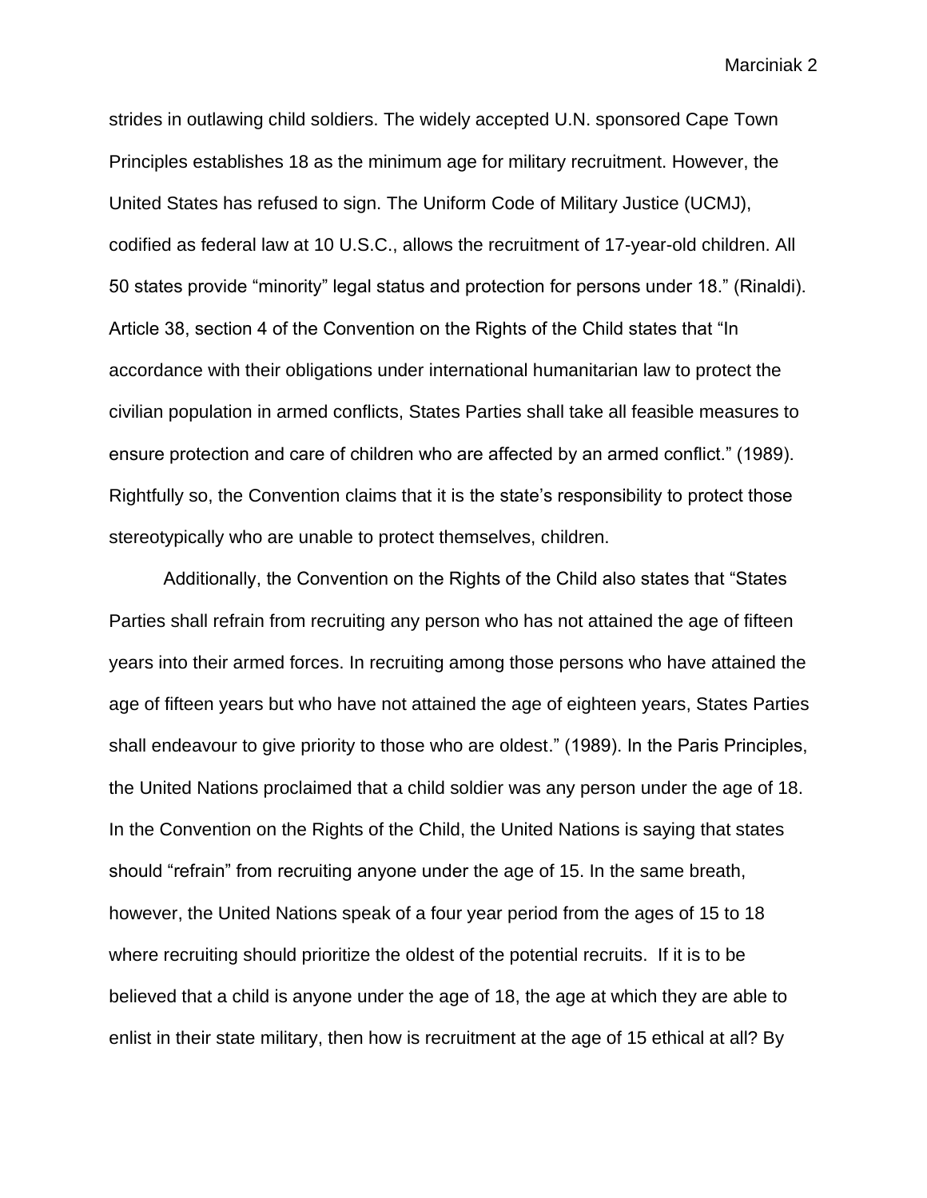strides in outlawing child soldiers. The widely accepted U.N. sponsored Cape Town Principles establishes 18 as the minimum age for military recruitment. However, the United States has refused to sign. The Uniform Code of Military Justice (UCMJ), codified as federal law at 10 U.S.C., allows the recruitment of 17-year-old children. All 50 states provide "minority" legal status and protection for persons under 18." (Rinaldi). Article 38, section 4 of the Convention on the Rights of the Child states that "In accordance with their obligations under international humanitarian law to protect the civilian population in armed conflicts, States Parties shall take all feasible measures to ensure protection and care of children who are affected by an armed conflict." (1989). Rightfully so, the Convention claims that it is the state's responsibility to protect those stereotypically who are unable to protect themselves, children.

Additionally, the Convention on the Rights of the Child also states that "States Parties shall refrain from recruiting any person who has not attained the age of fifteen years into their armed forces. In recruiting among those persons who have attained the age of fifteen years but who have not attained the age of eighteen years, States Parties shall endeavour to give priority to those who are oldest." (1989). In the Paris Principles, the United Nations proclaimed that a child soldier was any person under the age of 18. In the Convention on the Rights of the Child, the United Nations is saying that states should "refrain" from recruiting anyone under the age of 15. In the same breath, however, the United Nations speak of a four year period from the ages of 15 to 18 where recruiting should prioritize the oldest of the potential recruits. If it is to be believed that a child is anyone under the age of 18, the age at which they are able to enlist in their state military, then how is recruitment at the age of 15 ethical at all? By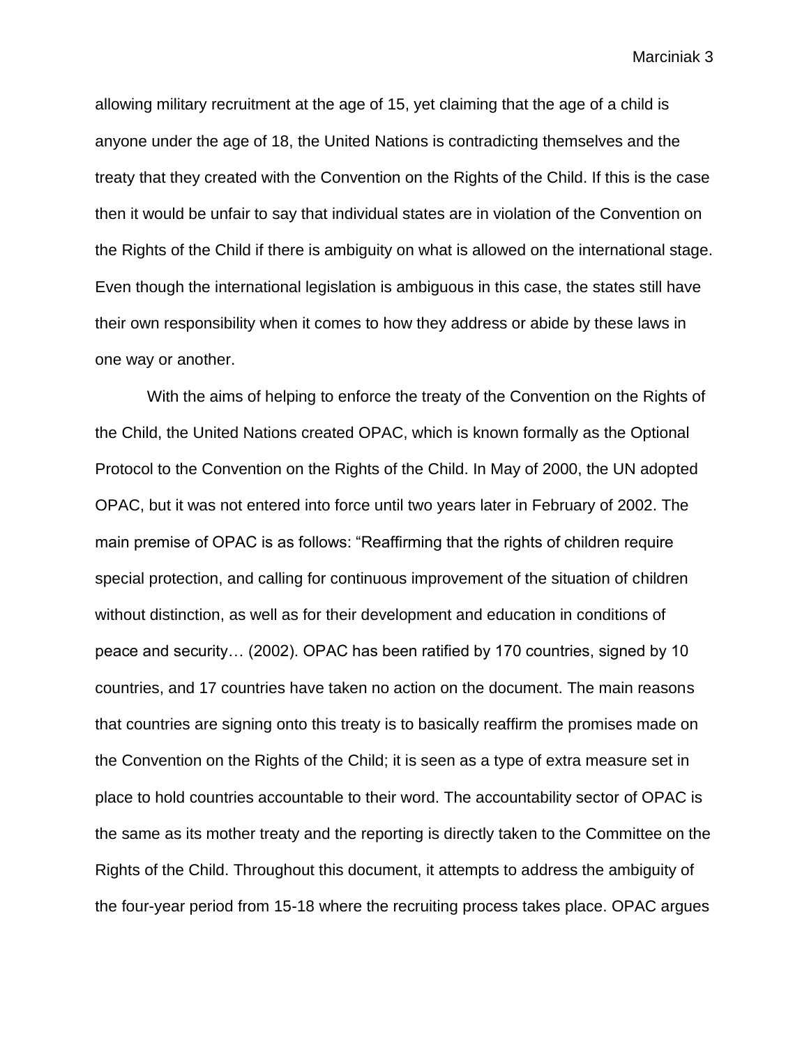allowing military recruitment at the age of 15, yet claiming that the age of a child is anyone under the age of 18, the United Nations is contradicting themselves and the treaty that they created with the Convention on the Rights of the Child. If this is the case then it would be unfair to say that individual states are in violation of the Convention on the Rights of the Child if there is ambiguity on what is allowed on the international stage. Even though the international legislation is ambiguous in this case, the states still have their own responsibility when it comes to how they address or abide by these laws in one way or another.

With the aims of helping to enforce the treaty of the Convention on the Rights of the Child, the United Nations created OPAC, which is known formally as the Optional Protocol to the Convention on the Rights of the Child. In May of 2000, the UN adopted OPAC, but it was not entered into force until two years later in February of 2002. The main premise of OPAC is as follows: "Reaffirming that the rights of children require special protection, and calling for continuous improvement of the situation of children without distinction, as well as for their development and education in conditions of peace and security… (2002). OPAC has been ratified by 170 countries, signed by 10 countries, and 17 countries have taken no action on the document. The main reasons that countries are signing onto this treaty is to basically reaffirm the promises made on the Convention on the Rights of the Child; it is seen as a type of extra measure set in place to hold countries accountable to their word. The accountability sector of OPAC is the same as its mother treaty and the reporting is directly taken to the Committee on the Rights of the Child. Throughout this document, it attempts to address the ambiguity of the four-year period from 15-18 where the recruiting process takes place. OPAC argues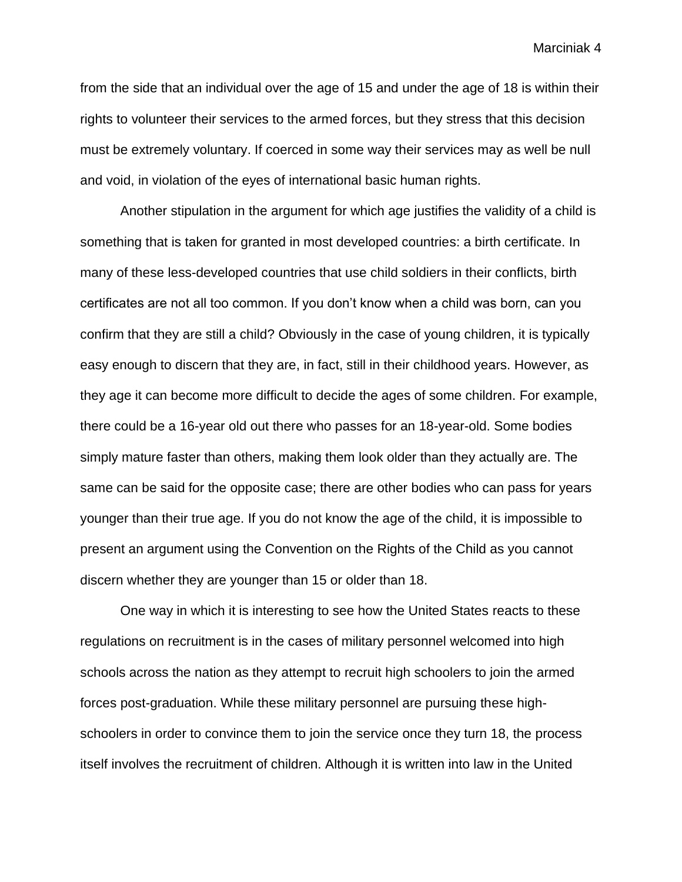from the side that an individual over the age of 15 and under the age of 18 is within their rights to volunteer their services to the armed forces, but they stress that this decision must be extremely voluntary. If coerced in some way their services may as well be null and void, in violation of the eyes of international basic human rights.

Another stipulation in the argument for which age justifies the validity of a child is something that is taken for granted in most developed countries: a birth certificate. In many of these less-developed countries that use child soldiers in their conflicts, birth certificates are not all too common. If you don't know when a child was born, can you confirm that they are still a child? Obviously in the case of young children, it is typically easy enough to discern that they are, in fact, still in their childhood years. However, as they age it can become more difficult to decide the ages of some children. For example, there could be a 16-year old out there who passes for an 18-year-old. Some bodies simply mature faster than others, making them look older than they actually are. The same can be said for the opposite case; there are other bodies who can pass for years younger than their true age. If you do not know the age of the child, it is impossible to present an argument using the Convention on the Rights of the Child as you cannot discern whether they are younger than 15 or older than 18.

One way in which it is interesting to see how the United States reacts to these regulations on recruitment is in the cases of military personnel welcomed into high schools across the nation as they attempt to recruit high schoolers to join the armed forces post-graduation. While these military personnel are pursuing these high-schoolers in order to convince them to join the service once they turn 18, the process itself involves the recruitment of children. Although it is written into law in the United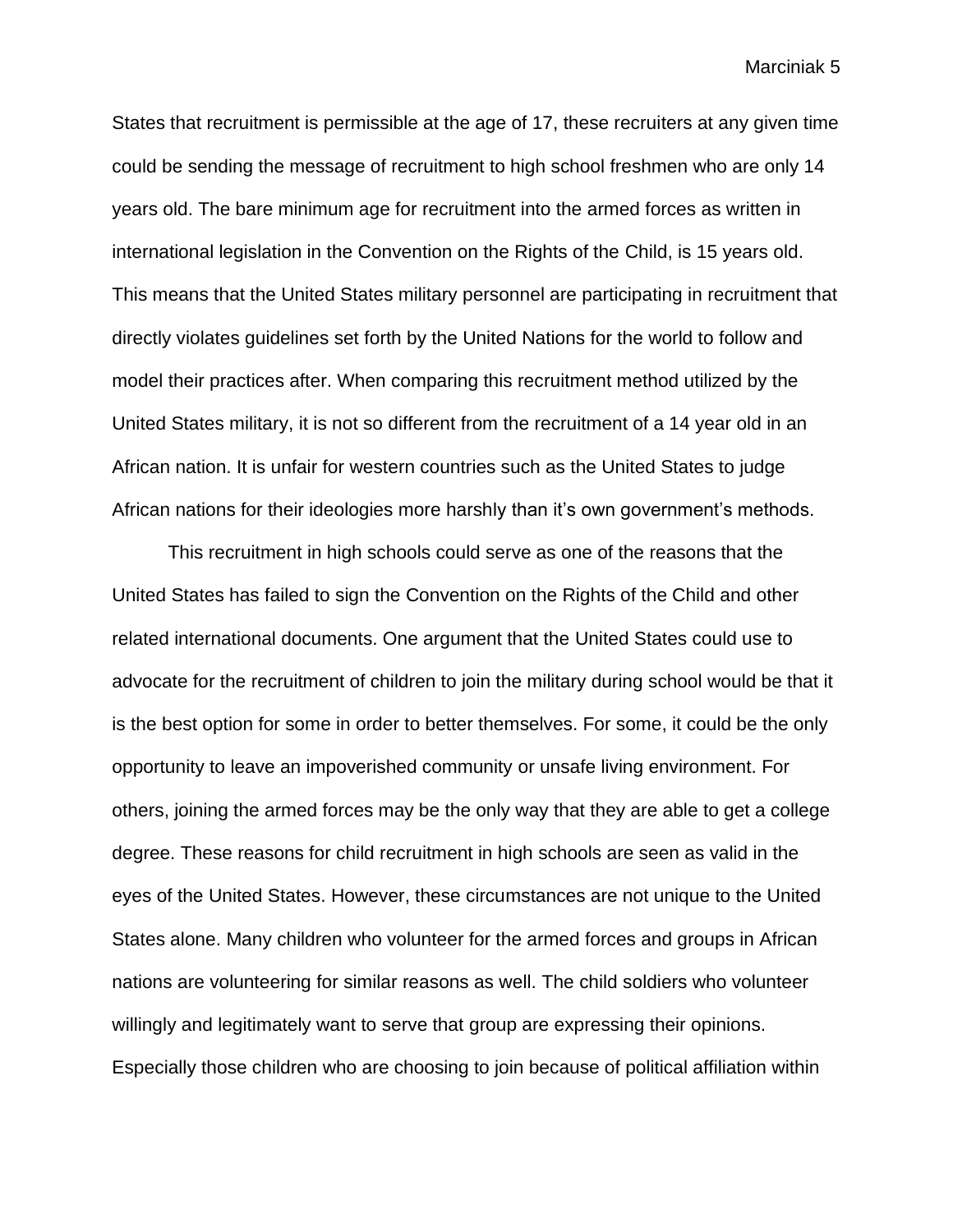States that recruitment is permissible at the age of 17, these recruiters at any given time could be sending the message of recruitment to high school freshmen who are only 14 years old. The bare minimum age for recruitment into the armed forces as written in international legislation in the Convention on the Rights of the Child, is 15 years old. This means that the United States military personnel are participating in recruitment that directly violates guidelines set forth by the United Nations for the world to follow and model their practices after. When comparing this recruitment method utilized by the United States military, it is not so different from the recruitment of a 14 year old in an African nation. It is unfair for western countries such as the United States to judge African nations for their ideologies more harshly than it's own government's methods.

This recruitment in high schools could serve as one of the reasons that the United States has failed to sign the Convention on the Rights of the Child and other related international documents. One argument that the United States could use to advocate for the recruitment of children to join the military during school would be that it is the best option for some in order to better themselves. For some, it could be the only opportunity to leave an impoverished community or unsafe living environment. For others, joining the armed forces may be the only way that they are able to get a college degree. These reasons for child recruitment in high schools are seen as valid in the eyes of the United States. However, these circumstances are not unique to the United States alone. Many children who volunteer for the armed forces and groups in African nations are volunteering for similar reasons as well. The child soldiers who volunteer willingly and legitimately want to serve that group are expressing their opinions. Especially those children who are choosing to join because of political affiliation within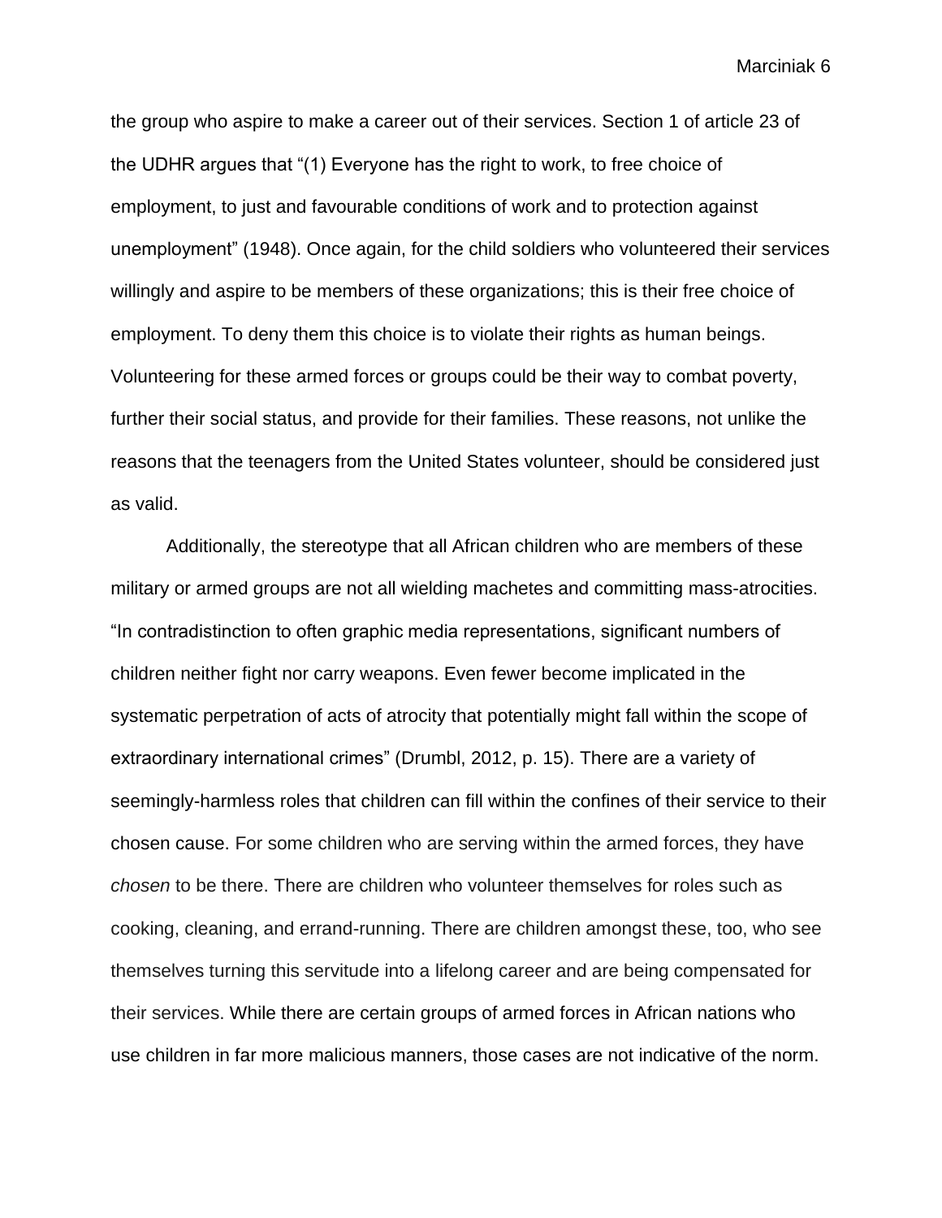the group who aspire to make a career out of their services. Section 1 of article 23 of the UDHR argues that "(1) Everyone has the right to work, to free choice of employment, to just and favourable conditions of work and to protection against unemployment" (1948). Once again, for the child soldiers who volunteered their services willingly and aspire to be members of these organizations; this is their free choice of employment. To deny them this choice is to violate their rights as human beings. Volunteering for these armed forces or groups could be their way to combat poverty, further their social status, and provide for their families. These reasons, not unlike the reasons that the teenagers from the United States volunteer, should be considered just as valid.

Additionally, the stereotype that all African children who are members of these military or armed groups are not all wielding machetes and committing mass-atrocities. "In contradistinction to often graphic media representations, significant numbers of children neither fight nor carry weapons. Even fewer become implicated in the systematic perpetration of acts of atrocity that potentially might fall within the scope of extraordinary international crimes" (Drumbl, 2012, p. 15). There are a variety of seemingly-harmless roles that children can fill within the confines of their service to their chosen cause. For some children who are serving within the armed forces, they have *chosen* to be there. There are children who volunteer themselves for roles such as cooking, cleaning, and errand-running. There are children amongst these, too, who see themselves turning this servitude into a lifelong career and are being compensated for their services. While there are certain groups of armed forces in African nations who use children in far more malicious manners, those cases are not indicative of the norm.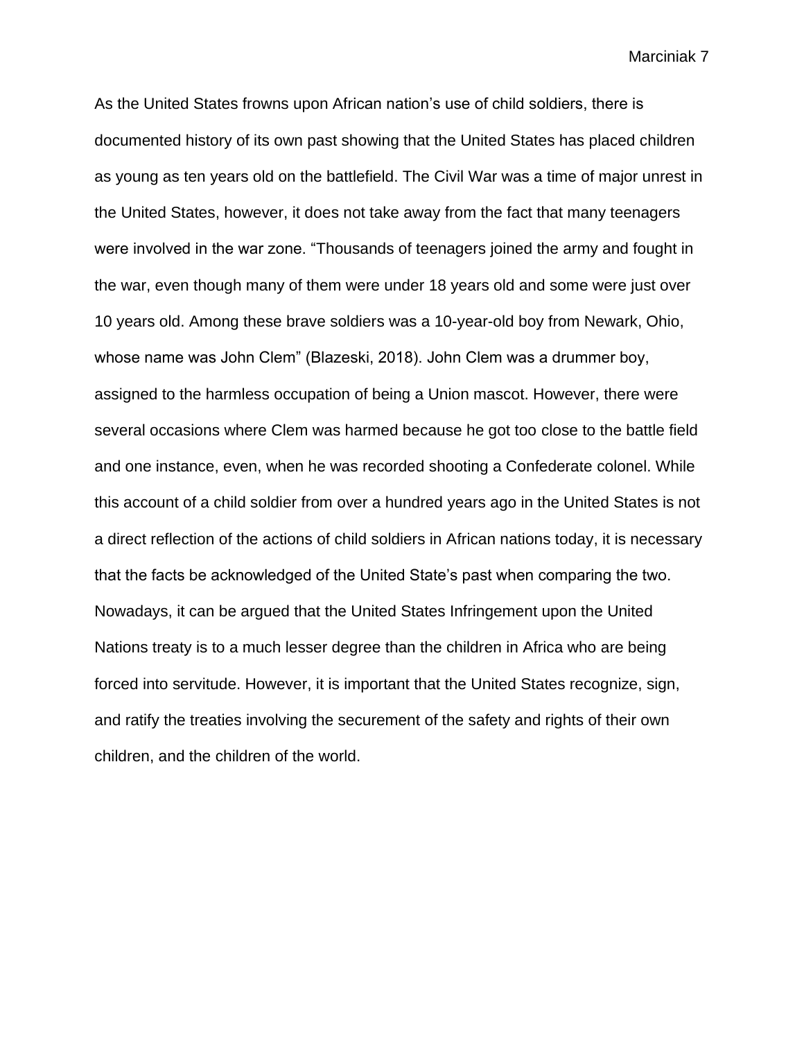As the United States frowns upon African nation's use of child soldiers, there is documented history of its own past showing that the United States has placed children as young as ten years old on the battlefield. The Civil War was a time of major unrest in the United States, however, it does not take away from the fact that many teenagers were involved in the war zone. "Thousands of teenagers joined the army and fought in the war, even though many of them were under 18 years old and some were just over 10 years old. Among these brave soldiers was a 10-year-old boy from Newark, Ohio, whose name was John Clem" (Blazeski, 2018). John Clem was a drummer boy, assigned to the harmless occupation of being a Union mascot. However, there were several occasions where Clem was harmed because he got too close to the battle field and one instance, even, when he was recorded shooting a Confederate colonel. While this account of a child soldier from over a hundred years ago in the United States is not a direct reflection of the actions of child soldiers in African nations today, it is necessary that the facts be acknowledged of the United State's past when comparing the two. Nowadays, it can be argued that the United States Infringement upon the United Nations treaty is to a much lesser degree than the children in Africa who are being forced into servitude. However, it is important that the United States recognize, sign, and ratify the treaties involving the securement of the safety and rights of their own children, and the children of the world.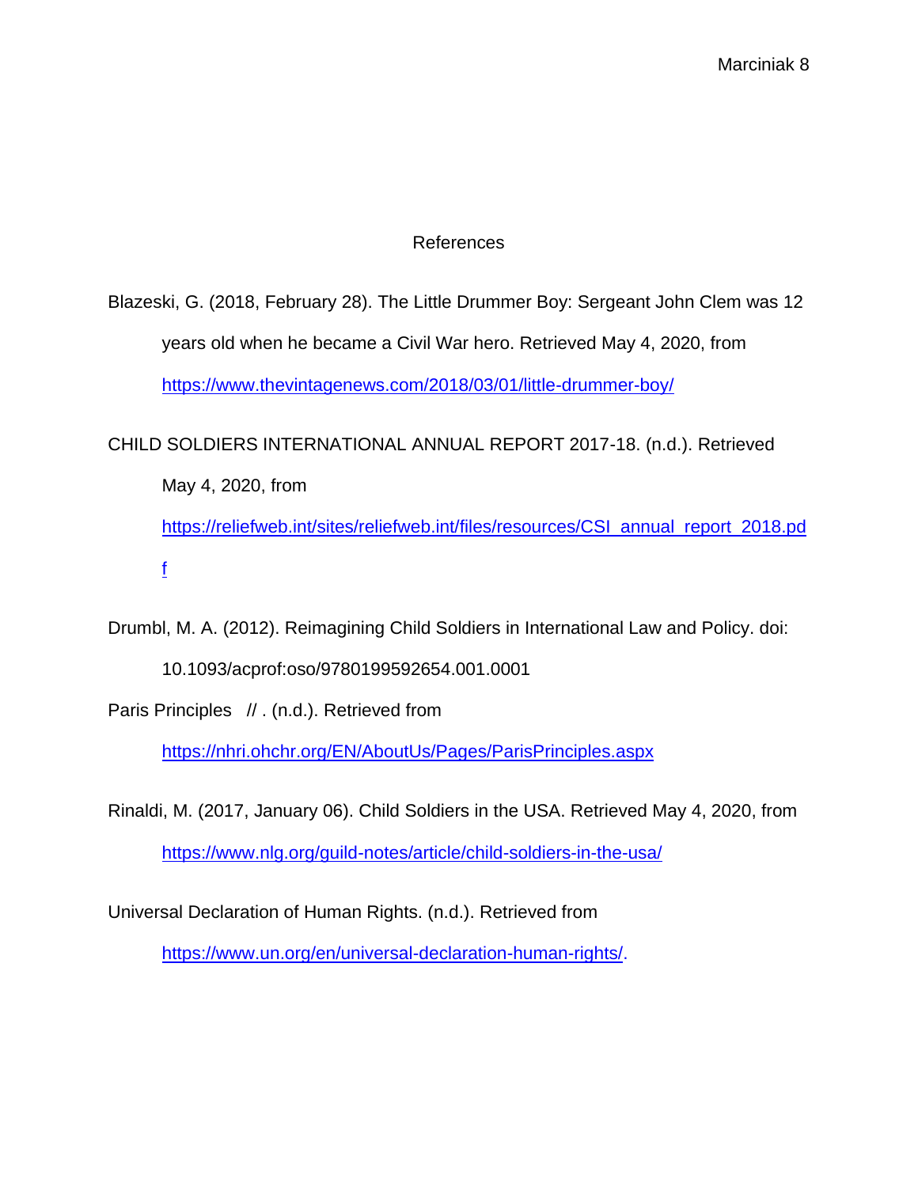# References

Blazeski, G. (2018, February 28). The Little Drummer Boy: Sergeant John Clem was 12 years old when he became a Civil War hero. Retrieved May 4, 2020, from https://www.thevintagenews.com/2018/03/01/little-drummer-boy/

CHILD SOLDIERS INTERNATIONAL ANNUAL REPORT 2017-18. (n.d.). Retrieved May 4, 2020, from https://reliefweb.int/sites/reliefweb.int/files/resources/CSI_annual_report_2018.pdf

Drumbl, M. A. (2012). Reimagining Child Soldiers in International Law and Policy. doi: 10.1093/acprof:oso/9780199592654.001.0001

Paris Principles // . (n.d.). Retrieved from https://nhri.ohchr.org/EN/AboutUs/Pages/ParisPrinciples.aspx

Rinaldi, M. (2017, January 06). Child Soldiers in the USA. Retrieved May 4, 2020, from https://www.nlg.org/guild-notes/article/child-soldiers-in-the-usa/

Universal Declaration of Human Rights. (n.d.). Retrieved from https://www.un.org/en/universal-declaration-human-rights/.